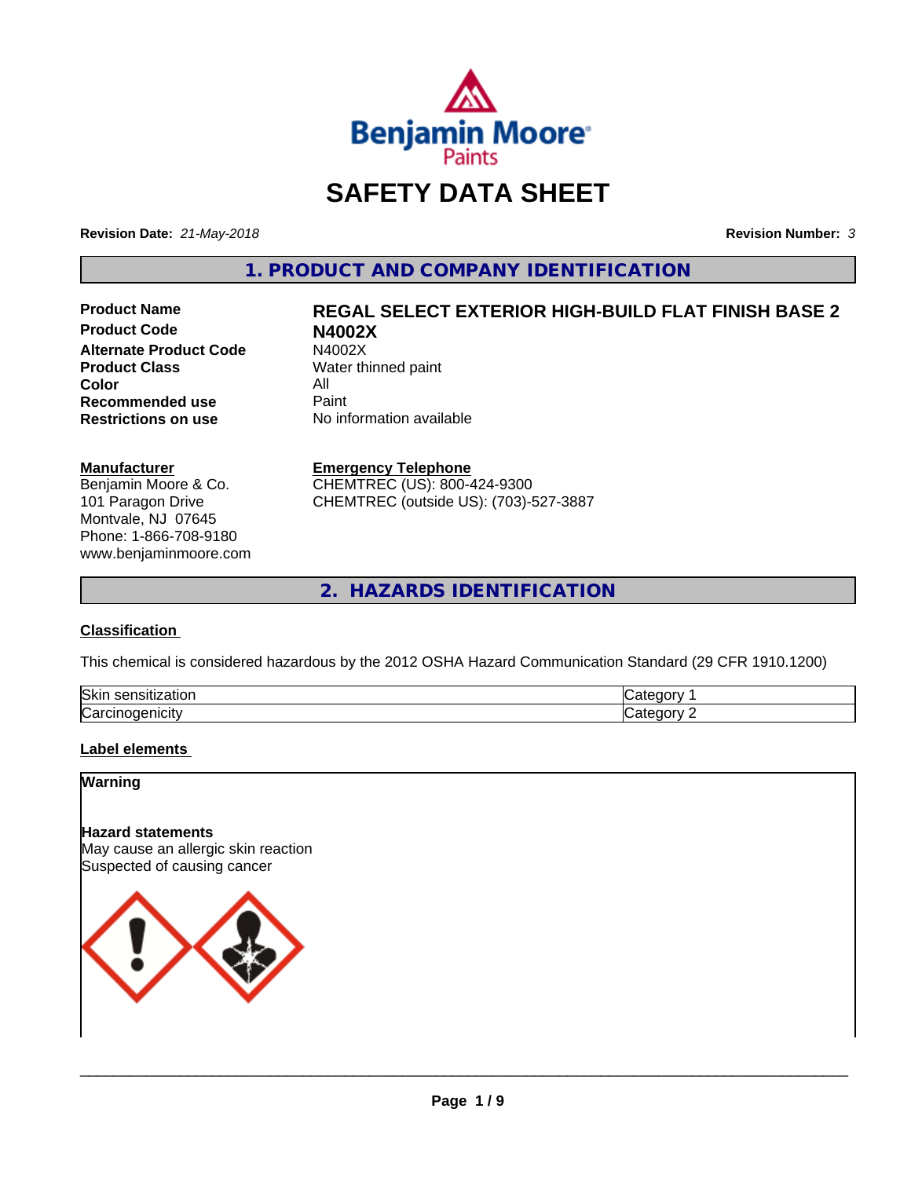# SAFETY DATA SHEET

**Revision Date:** *21-May-2018*

**Revision Number:** *3*

## 1. PRODUCT AND COMPANY IDENTIFICATION

| | |
|---|---|
| **Product Name** | **REGAL SELECT EXTERIOR HIGH-BUILD FLAT FINISH BASE 2** |
| **Product Code** | **N4002X** |
| **Alternate Product Code** | N4002X |
| **Product Class** | Water thinned paint |
| **Color** | All |
| **Recommended use** | Paint |
| **Restrictions on use** | No information available |

**Manufacturer**
Benjamin Moore & Co.
101 Paragon Drive
Montvale, NJ 07645
Phone: 1-866-708-9180
www.benjaminmoore.com

**Emergency Telephone**
CHEMTREC (US): 800-424-9300
CHEMTREC (outside US): (703)-527-3887

## 2. HAZARDS IDENTIFICATION

### Classification

This chemical is considered hazardous by the 2012 OSHA Hazard Communication Standard (29 CFR 1910.1200)

| | |
|---|---|
| Skin sensitization | Category 1 |
| Carcinogenicity | Category 2 |

### Label elements

**Warning**

**Hazard statements**
May cause an allergic skin reaction
Suspected of causing cancer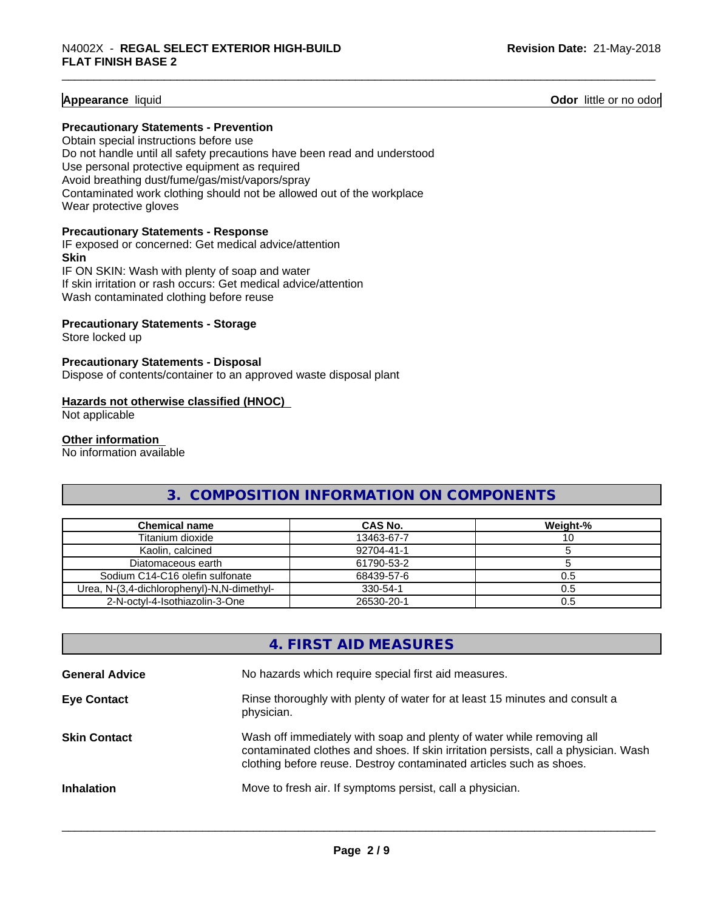**Appearance** liquid

**Odor** little or no odor

**Precautionary Statements - Prevention**

Obtain special instructions before use
Do not handle until all safety precautions have been read and understood
Use personal protective equipment as required
Avoid breathing dust/fume/gas/mist/vapors/spray
Contaminated work clothing should not be allowed out of the workplace
Wear protective gloves

**Precautionary Statements - Response**

IF exposed or concerned: Get medical advice/attention

**Skin**

IF ON SKIN: Wash with plenty of soap and water
If skin irritation or rash occurs: Get medical advice/attention
Wash contaminated clothing before reuse

**Precautionary Statements - Storage**

Store locked up

**Precautionary Statements - Disposal**

Dispose of contents/container to an approved waste disposal plant

**Hazards not otherwise classified (HNOC)**

Not applicable

**Other information**

No information available

## 3. COMPOSITION INFORMATION ON COMPONENTS

| Chemical name | CAS No. | Weight-% |
|---|---|---|
| Titanium dioxide | 13463-67-7 | 10 |
| Kaolin, calcined | 92704-41-1 | 5 |
| Diatomaceous earth | 61790-53-2 | 5 |
| Sodium C14-C16 olefin sulfonate | 68439-57-6 | 0.5 |
| Urea, N-(3,4-dichlorophenyl)-N,N-dimethyl- | 330-54-1 | 0.5 |
| 2-N-octyl-4-Isothiazolin-3-One | 26530-20-1 | 0.5 |

## 4. FIRST AID MEASURES

**General Advice** No hazards which require special first aid measures.

**Eye Contact** Rinse thoroughly with plenty of water for at least 15 minutes and consult a physician.

**Skin Contact** Wash off immediately with soap and plenty of water while removing all contaminated clothes and shoes. If skin irritation persists, call a physician. Wash clothing before reuse. Destroy contaminated articles such as shoes.

**Inhalation** Move to fresh air. If symptoms persist, call a physician.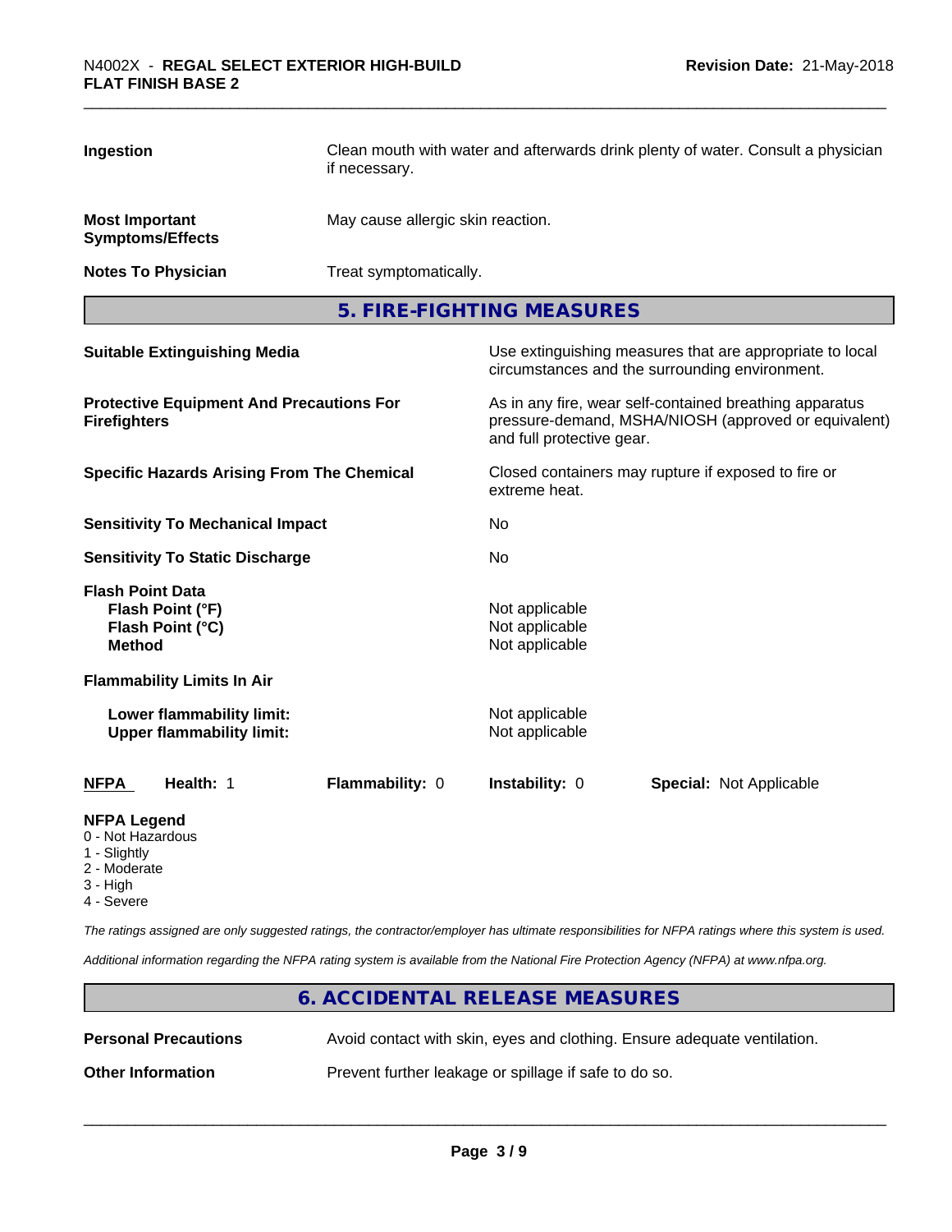| | |
|---|---|
| **Ingestion** | Clean mouth with water and afterwards drink plenty of water. Consult a physician if necessary. |
| **Most Important Symptoms/Effects** | May cause allergic skin reaction. |
| **Notes To Physician** | Treat symptomatically. |

## 5. FIRE-FIGHTING MEASURES

| | |
|---|---|
| **Suitable Extinguishing Media** | Use extinguishing measures that are appropriate to local circumstances and the surrounding environment. |
| **Protective Equipment And Precautions For Firefighters** | As in any fire, wear self-contained breathing apparatus pressure-demand, MSHA/NIOSH (approved or equivalent) and full protective gear. |
| **Specific Hazards Arising From The Chemical** | Closed containers may rupture if exposed to fire or extreme heat. |
| **Sensitivity To Mechanical Impact** | No |
| **Sensitivity To Static Discharge** | No |
| **Flash Point Data** | |
| **Flash Point (°F)** | Not applicable |
| **Flash Point (°C)** | Not applicable |
| **Method** | Not applicable |
| **Flammability Limits In Air** | |
| **Lower flammability limit:** | Not applicable |
| **Upper flammability limit:** | Not applicable |

| NFPA | Health: 1 | Flammability: 0 | Instability: 0 | Special: Not Applicable |
|---|---|---|---|---|

**NFPA Legend**
- 0 - Not Hazardous
- 1 - Slightly
- 2 - Moderate
- 3 - High
- 4 - Severe

*The ratings assigned are only suggested ratings, the contractor/employer has ultimate responsibilities for NFPA ratings where this system is used.*

*Additional information regarding the NFPA rating system is available from the National Fire Protection Agency (NFPA) at www.nfpa.org.*

## 6. ACCIDENTAL RELEASE MEASURES

| | |
|---|---|
| **Personal Precautions** | Avoid contact with skin, eyes and clothing. Ensure adequate ventilation. |
| **Other Information** | Prevent further leakage or spillage if safe to do so. |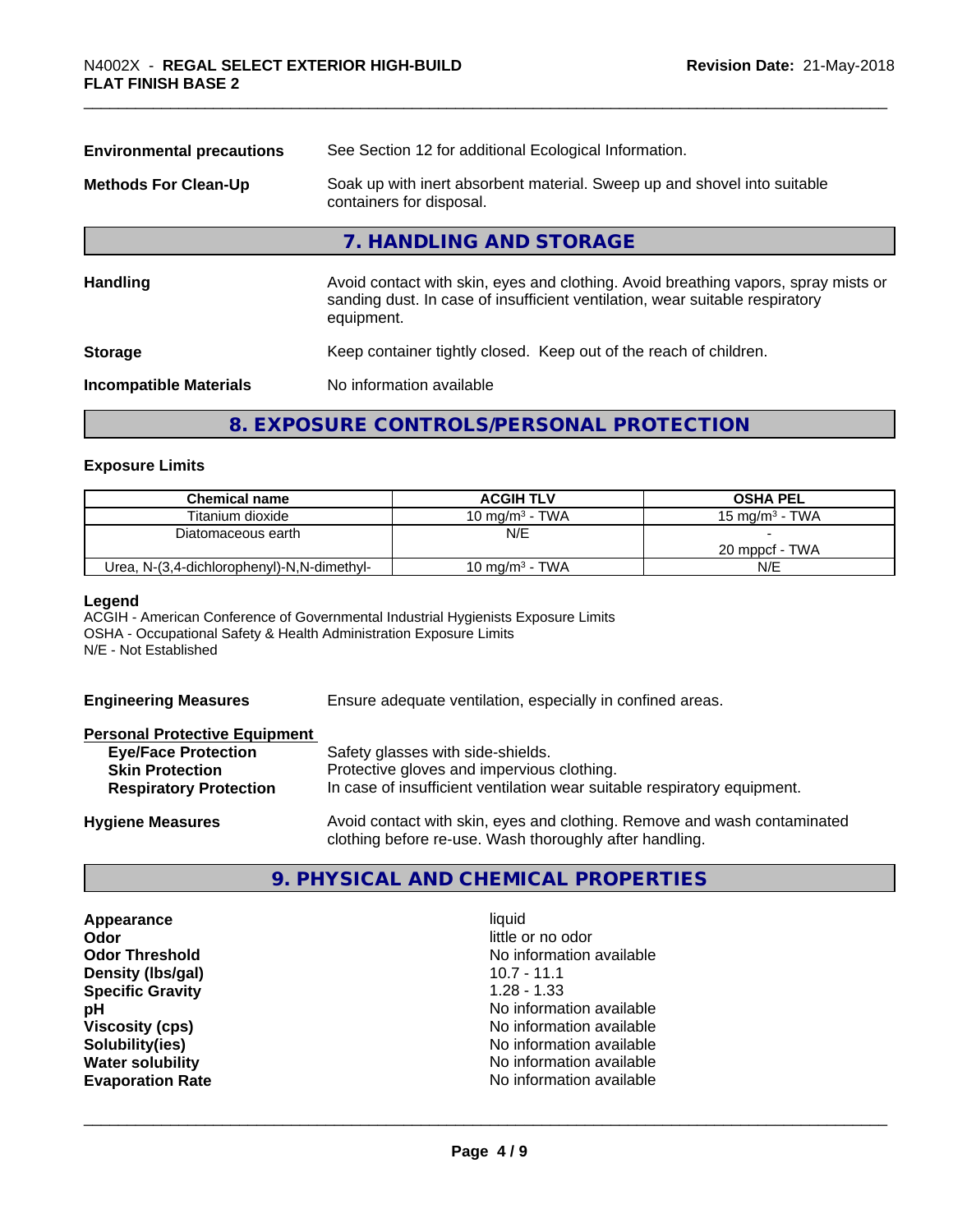**Environmental precautions** See Section 12 for additional Ecological Information.

**Methods For Clean-Up** Soak up with inert absorbent material. Sweep up and shovel into suitable containers for disposal.

## 7. HANDLING AND STORAGE

**Handling** Avoid contact with skin, eyes and clothing. Avoid breathing vapors, spray mists or sanding dust. In case of insufficient ventilation, wear suitable respiratory equipment.

**Storage** Keep container tightly closed. Keep out of the reach of children.

**Incompatible Materials** No information available

## 8. EXPOSURE CONTROLS/PERSONAL PROTECTION

### Exposure Limits

| Chemical name | ACGIH TLV | OSHA PEL |
|---|---|---|
| Titanium dioxide | 10 mg/m³ - TWA | 15 mg/m³ - TWA |
| Diatomaceous earth | N/E | -<br>20 mppcf - TWA |
| Urea, N-(3,4-dichlorophenyl)-N,N-dimethyl- | 10 mg/m³ - TWA | N/E |

**Legend**
ACGIH - American Conference of Governmental Industrial Hygienists Exposure Limits
OSHA - Occupational Safety & Health Administration Exposure Limits
N/E - Not Established

**Engineering Measures** Ensure adequate ventilation, especially in confined areas.

**Personal Protective Equipment**
- **Eye/Face Protection** Safety glasses with side-shields.
- **Skin Protection** Protective gloves and impervious clothing.
- **Respiratory Protection** In case of insufficient ventilation wear suitable respiratory equipment.

**Hygiene Measures** Avoid contact with skin, eyes and clothing. Remove and wash contaminated clothing before re-use. Wash thoroughly after handling.

## 9. PHYSICAL AND CHEMICAL PROPERTIES

**Appearance** liquid
**Odor** little or no odor
**Odor Threshold** No information available
**Density (lbs/gal)** 10.7 - 11.1
**Specific Gravity** 1.28 - 1.33
**pH** No information available
**Viscosity (cps)** No information available
**Solubility(ies)** No information available
**Water solubility** No information available
**Evaporation Rate** No information available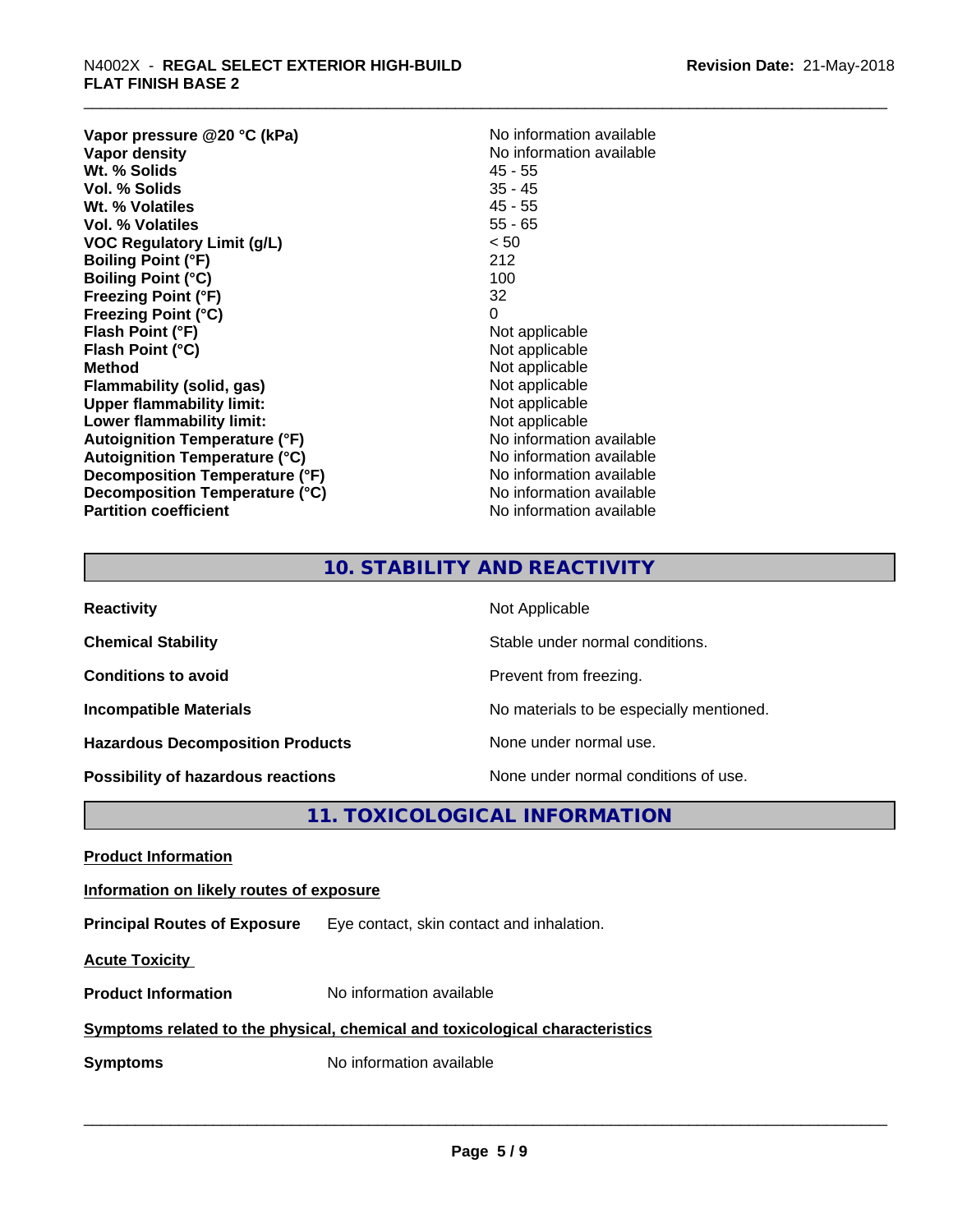| | |
|---|---|
| **Vapor pressure @20 °C (kPa)** | No information available |
| **Vapor density** | No information available |
| **Wt. % Solids** | 45 - 55 |
| **Vol. % Solids** | 35 - 45 |
| **Wt. % Volatiles** | 45 - 55 |
| **Vol. % Volatiles** | 55 - 65 |
| **VOC Regulatory Limit (g/L)** | < 50 |
| **Boiling Point (°F)** | 212 |
| **Boiling Point (°C)** | 100 |
| **Freezing Point (°F)** | 32 |
| **Freezing Point (°C)** | 0 |
| **Flash Point (°F)** | Not applicable |
| **Flash Point (°C)** | Not applicable |
| **Method** | Not applicable |
| **Flammability (solid, gas)** | Not applicable |
| **Upper flammability limit:** | Not applicable |
| **Lower flammability limit:** | Not applicable |
| **Autoignition Temperature (°F)** | No information available |
| **Autoignition Temperature (°C)** | No information available |
| **Decomposition Temperature (°F)** | No information available |
| **Decomposition Temperature (°C)** | No information available |
| **Partition coefficient** | No information available |

## 10. STABILITY AND REACTIVITY

| | |
|---|---|
| **Reactivity** | Not Applicable |
| **Chemical Stability** | Stable under normal conditions. |
| **Conditions to avoid** | Prevent from freezing. |
| **Incompatible Materials** | No materials to be especially mentioned. |
| **Hazardous Decomposition Products** | None under normal use. |
| **Possibility of hazardous reactions** | None under normal conditions of use. |

## 11. TOXICOLOGICAL INFORMATION

**Product Information**

**Information on likely routes of exposure**

**Principal Routes of Exposure** Eye contact, skin contact and inhalation.

**Acute Toxicity**

**Product Information** No information available

**Symptoms related to the physical, chemical and toxicological characteristics**

**Symptoms** No information available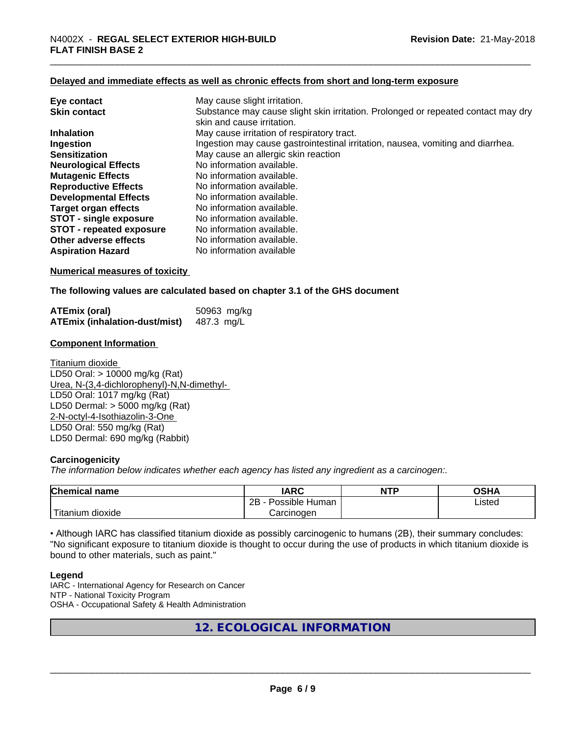#### Delayed and immediate effects as well as chronic effects from short and long-term exposure

| | |
|---|---|
| **Eye contact** | May cause slight irritation. |
| **Skin contact** | Substance may cause slight skin irritation. Prolonged or repeated contact may dry skin and cause irritation. |
| **Inhalation** | May cause irritation of respiratory tract. |
| **Ingestion** | Ingestion may cause gastrointestinal irritation, nausea, vomiting and diarrhea. |
| **Sensitization** | May cause an allergic skin reaction |
| **Neurological Effects** | No information available. |
| **Mutagenic Effects** | No information available. |
| **Reproductive Effects** | No information available. |
| **Developmental Effects** | No information available. |
| **Target organ effects** | No information available. |
| **STOT - single exposure** | No information available. |
| **STOT - repeated exposure** | No information available. |
| **Other adverse effects** | No information available. |
| **Aspiration Hazard** | No information available |

#### Numerical measures of toxicity

**The following values are calculated based on chapter 3.1 of the GHS document**

| | |
|---|---|
| **ATEmix (oral)** | 50963 mg/kg |
| **ATEmix (inhalation-dust/mist)** | 487.3 mg/L |

#### Component Information

Titanium dioxide
LD50 Oral: > 10000 mg/kg (Rat)
Urea, N-(3,4-dichlorophenyl)-N,N-dimethyl-
LD50 Oral: 1017 mg/kg (Rat)
LD50 Dermal: > 5000 mg/kg (Rat)
2-N-octyl-4-Isothiazolin-3-One
LD50 Oral: 550 mg/kg (Rat)
LD50 Dermal: 690 mg/kg (Rabbit)

#### Carcinogenicity

*The information below indicates whether each agency has listed any ingredient as a carcinogen:.*

| Chemical name | IARC | NTP | OSHA |
|---|---|---|---|
| Titanium dioxide | 2B - Possible Human Carcinogen | | Listed |

• Although IARC has classified titanium dioxide as possibly carcinogenic to humans (2B), their summary concludes: "No significant exposure to titanium dioxide is thought to occur during the use of products in which titanium dioxide is bound to other materials, such as paint."

**Legend**
IARC - International Agency for Research on Cancer
NTP - National Toxicity Program
OSHA - Occupational Safety & Health Administration

## 12. ECOLOGICAL INFORMATION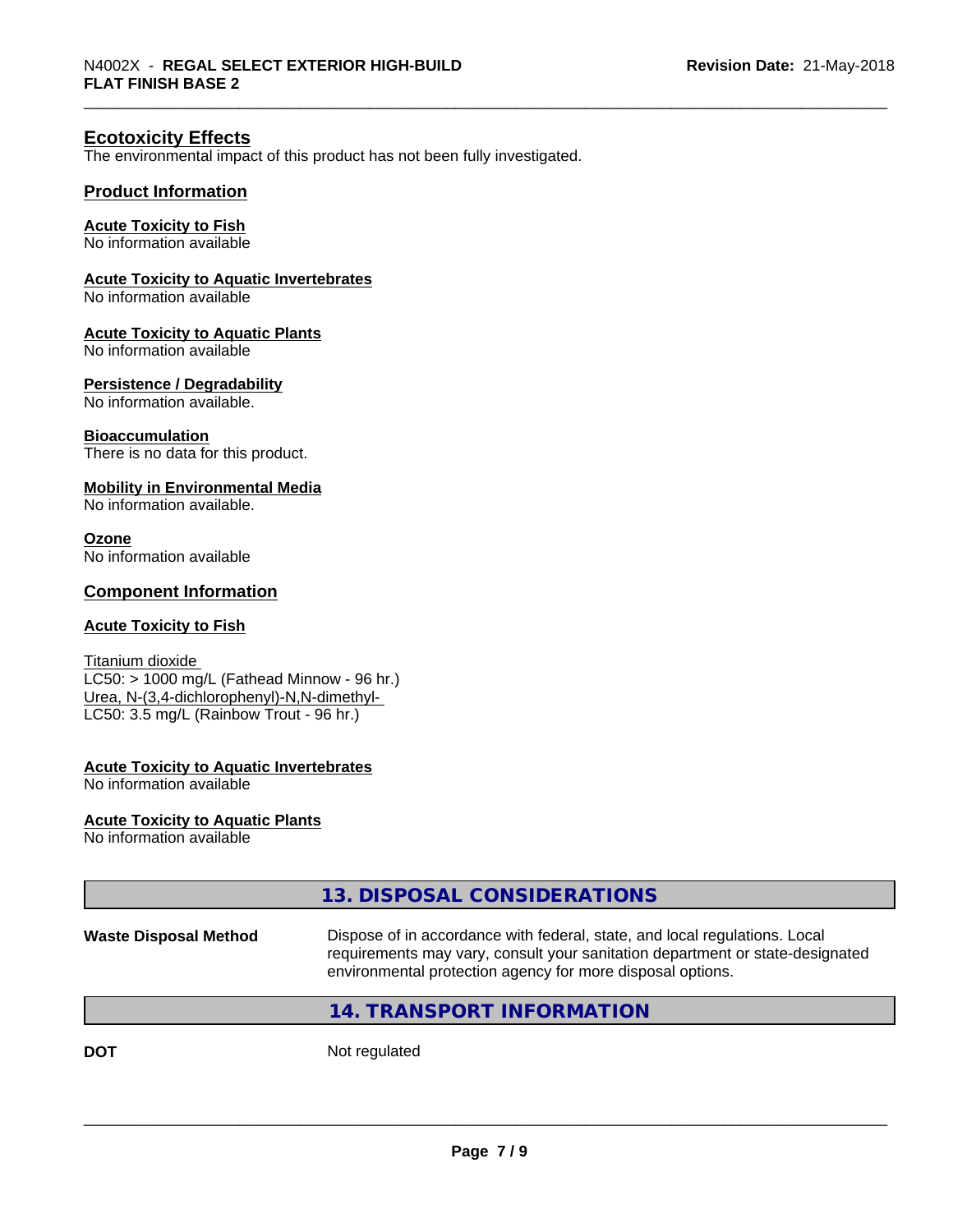## Ecotoxicity Effects

The environmental impact of this product has not been fully investigated.

### Product Information

**Acute Toxicity to Fish**
No information available

**Acute Toxicity to Aquatic Invertebrates**
No information available

**Acute Toxicity to Aquatic Plants**
No information available

**Persistence / Degradability**
No information available.

**Bioaccumulation**
There is no data for this product.

**Mobility in Environmental Media**
No information available.

**Ozone**
No information available

### Component Information

**Acute Toxicity to Fish**

Titanium dioxide
LC50: > 1000 mg/L (Fathead Minnow - 96 hr.)
Urea, N-(3,4-dichlorophenyl)-N,N-dimethyl-
LC50: 3.5 mg/L (Rainbow Trout - 96 hr.)

**Acute Toxicity to Aquatic Invertebrates**
No information available

**Acute Toxicity to Aquatic Plants**
No information available

## 13. DISPOSAL CONSIDERATIONS

**Waste Disposal Method** Dispose of in accordance with federal, state, and local regulations. Local requirements may vary, consult your sanitation department or state-designated environmental protection agency for more disposal options.

## 14. TRANSPORT INFORMATION

**DOT** Not regulated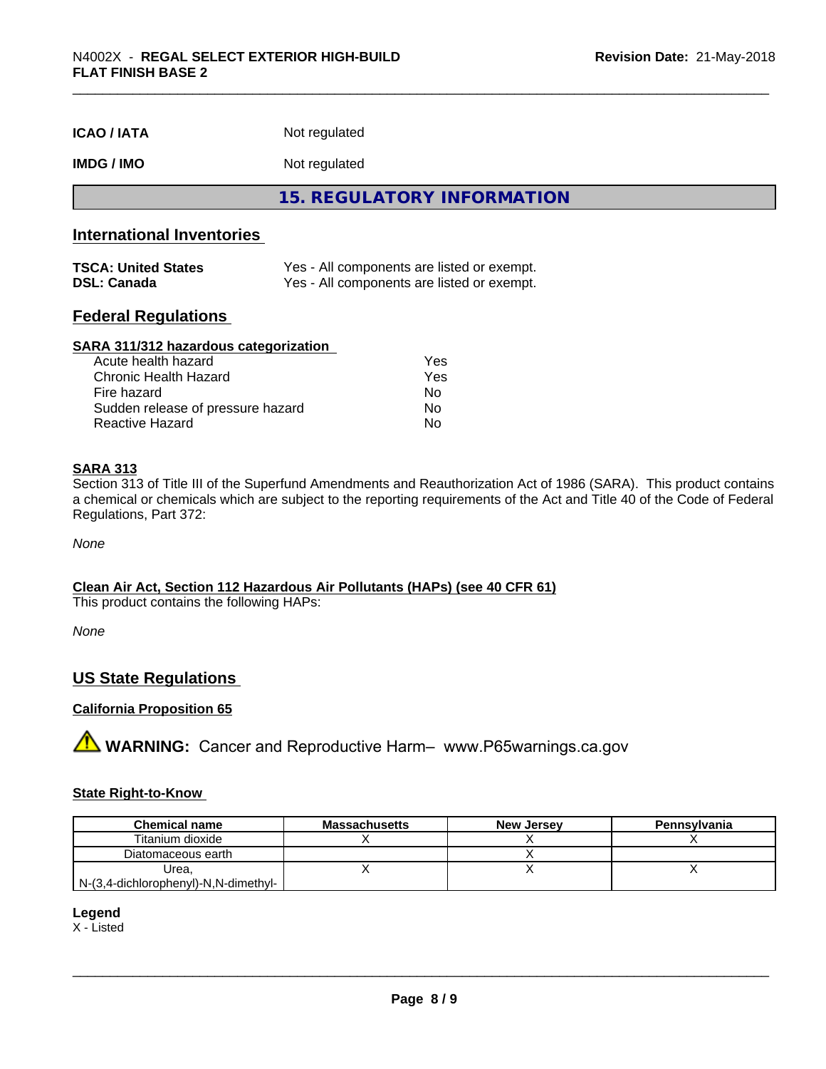| | |
|---|---|
| **ICAO / IATA** | Not regulated |
| **IMDG / IMO** | Not regulated |

## 15. REGULATORY INFORMATION

### International Inventories

| | |
|---|---|
| **TSCA: United States** | Yes - All components are listed or exempt. |
| **DSL: Canada** | Yes - All components are listed or exempt. |

### Federal Regulations

**SARA 311/312 hazardous categorization**

| | |
|---|---|
| Acute health hazard | Yes |
| Chronic Health Hazard | Yes |
| Fire hazard | No |
| Sudden release of pressure hazard | No |
| Reactive Hazard | No |

**SARA 313**

Section 313 of Title III of the Superfund Amendments and Reauthorization Act of 1986 (SARA). This product contains a chemical or chemicals which are subject to the reporting requirements of the Act and Title 40 of the Code of Federal Regulations, Part 372:

*None*

**Clean Air Act, Section 112 Hazardous Air Pollutants (HAPs) (see 40 CFR 61)**

This product contains the following HAPs:

*None*

### US State Regulations

**California Proposition 65**

**WARNING:** Cancer and Reproductive Harm– www.P65warnings.ca.gov

**State Right-to-Know**

| Chemical name | Massachusetts | New Jersey | Pennsylvania |
|---|---|---|---|
| Titanium dioxide | X | X | X |
| Diatomaceous earth | | X | |
| Urea, N-(3,4-dichlorophenyl)-N,N-dimethyl- | X | X | X |

**Legend**

X - Listed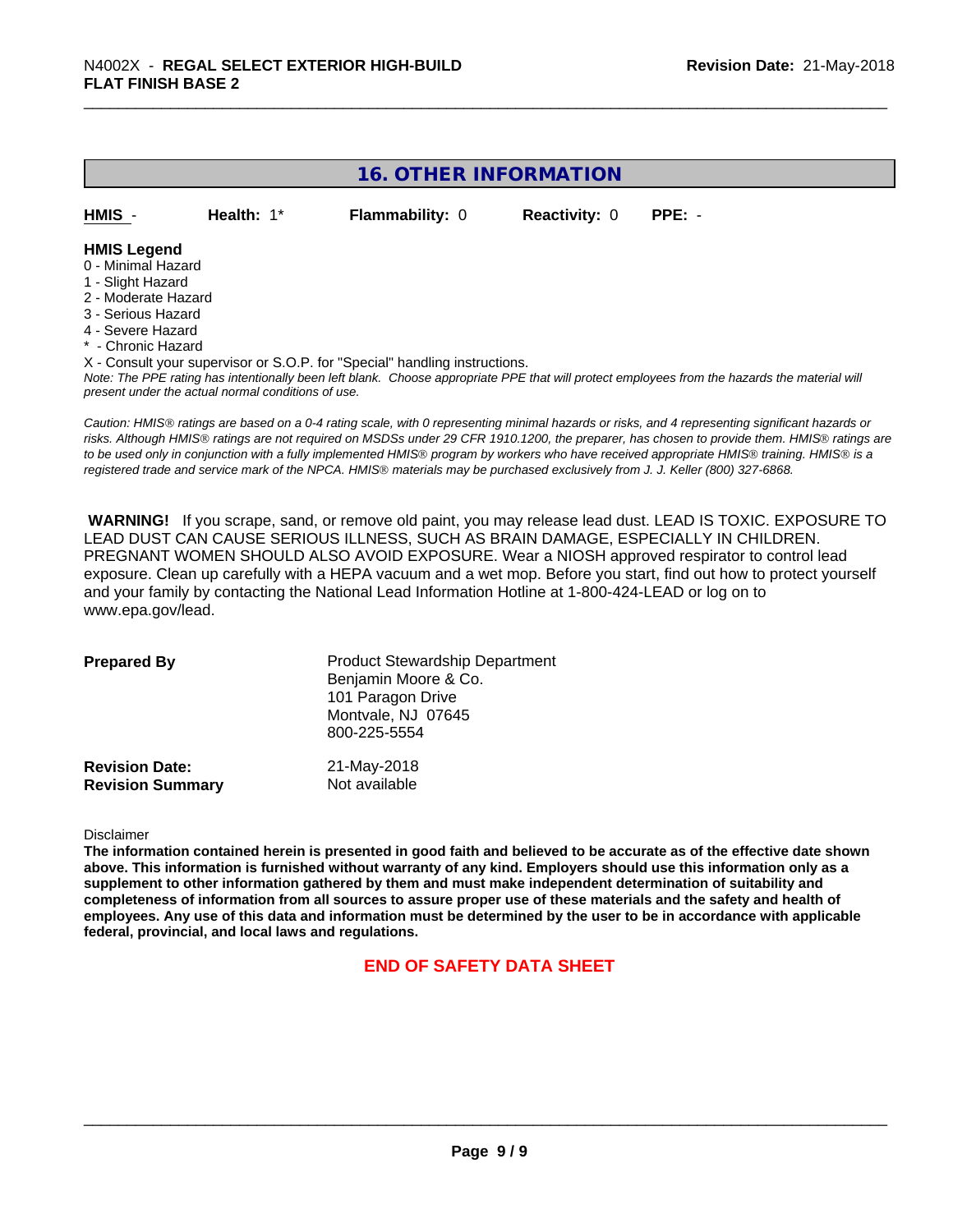## 16. OTHER INFORMATION

| HMIS - | Health: 1* | Flammability: 0 | Reactivity: 0 | PPE: - |
|---|---|---|---|---|

**HMIS Legend**

0 - Minimal Hazard
1 - Slight Hazard
2 - Moderate Hazard
3 - Serious Hazard
4 - Severe Hazard
* - Chronic Hazard
X - Consult your supervisor or S.O.P. for "Special" handling instructions.

*Note: The PPE rating has intentionally been left blank. Choose appropriate PPE that will protect employees from the hazards the material will present under the actual normal conditions of use.*

*Caution: HMIS® ratings are based on a 0-4 rating scale, with 0 representing minimal hazards or risks, and 4 representing significant hazards or risks. Although HMIS® ratings are not required on MSDSs under 29 CFR 1910.1200, the preparer, has chosen to provide them. HMIS® ratings are to be used only in conjunction with a fully implemented HMIS® program by workers who have received appropriate HMIS® training. HMIS® is a registered trade and service mark of the NPCA. HMIS® materials may be purchased exclusively from J. J. Keller (800) 327-6868.*

**WARNING!** If you scrape, sand, or remove old paint, you may release lead dust. LEAD IS TOXIC. EXPOSURE TO LEAD DUST CAN CAUSE SERIOUS ILLNESS, SUCH AS BRAIN DAMAGE, ESPECIALLY IN CHILDREN. PREGNANT WOMEN SHOULD ALSO AVOID EXPOSURE. Wear a NIOSH approved respirator to control lead exposure. Clean up carefully with a HEPA vacuum and a wet mop. Before you start, find out how to protect yourself and your family by contacting the National Lead Information Hotline at 1-800-424-LEAD or log on to www.epa.gov/lead.

**Prepared By**

Product Stewardship Department
Benjamin Moore & Co.
101 Paragon Drive
Montvale, NJ 07645
800-225-5554

**Revision Date:** 21-May-2018
**Revision Summary** Not available

Disclaimer

**The information contained herein is presented in good faith and believed to be accurate as of the effective date shown above. This information is furnished without warranty of any kind. Employers should use this information only as a supplement to other information gathered by them and must make independent determination of suitability and completeness of information from all sources to assure proper use of these materials and the safety and health of employees. Any use of this data and information must be determined by the user to be in accordance with applicable federal, provincial, and local laws and regulations.**

**END OF SAFETY DATA SHEET**